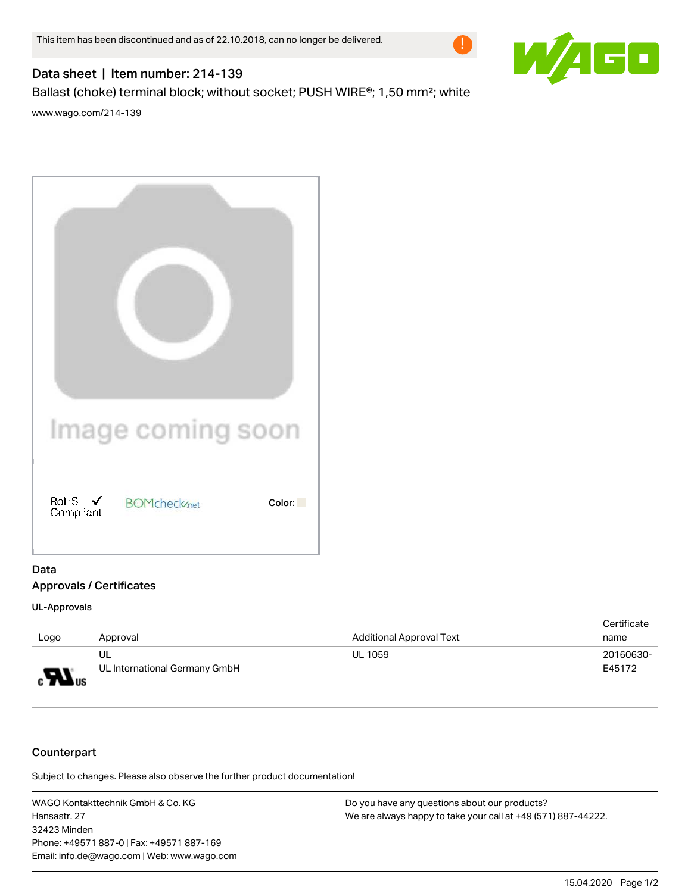This item has been discontinued and as of 22.10.2018, can no longer be delivered.

# Data sheet | Item number: 214-139

Ballast (choke) terminal block; without socket; PUSH WIRE®; 1,50 mm²; white

www.wago.com/214-139

RoHS Compliant BOMcheck.net Color:

## Data

### Approvals / Certificates

#### UL-Approvals

| Logo | Approval | Additional Approval Text | Certificate name |
| --- | --- | --- | --- |
| | **UL**<br>UL International Germany GmbH | UL 1059 | 20160630-E45172 |

### Counterpart

Subject to changes. Please also observe the further product documentation!

WAGO Kontakttechnik GmbH & Co. KG
Hansastr. 27
32423 Minden
Phone: +49571 887-0 | Fax: +49571 887-169
Email: info.de@wago.com | Web: www.wago.com

Do you have any questions about our products?
We are always happy to take your call at +49 (571) 887-44222.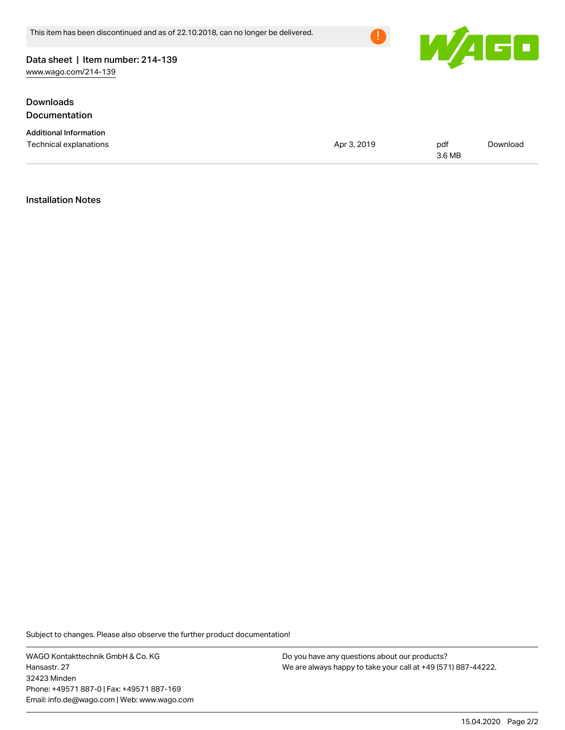This item has been discontinued and as of 22.10.2018, can no longer be delivered.

Data sheet | Item number: 214-139
www.wago.com/214-139

## Downloads
## Documentation

**Additional Information**

| | | | |
|---|---|---|---|
| Technical explanations | Apr 3, 2019 | pdf 3.6 MB | Download |

## Installation Notes

Subject to changes. Please also observe the further product documentation!

WAGO Kontakttechnik GmbH & Co. KG
Hansastr. 27
32423 Minden
Phone: +49571 887-0 | Fax: +49571 887-169
Email: info.de@wago.com | Web: www.wago.com

Do you have any questions about our products?
We are always happy to take your call at +49 (571) 887-44222.

15.04.2020